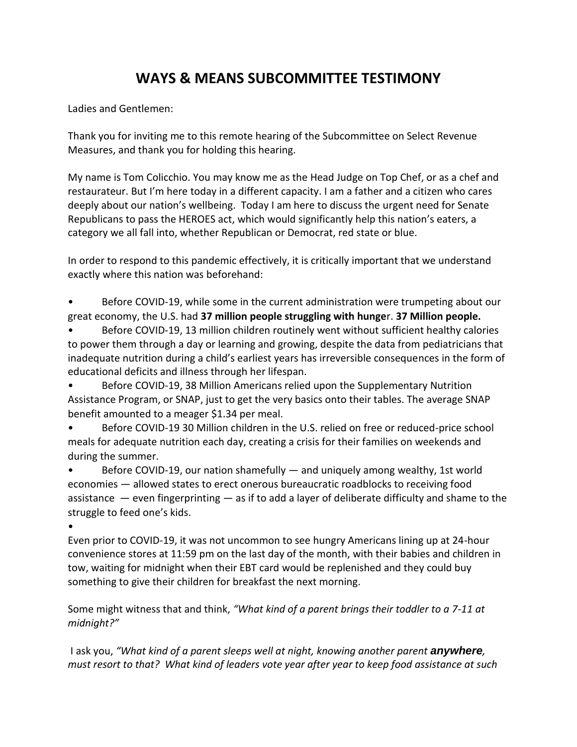# WAYS & MEANS SUBCOMMITTEE TESTIMONY

Ladies and Gentlemen:

Thank you for inviting me to this remote hearing of the Subcommittee on Select Revenue Measures, and thank you for holding this hearing.

My name is Tom Colicchio. You may know me as the Head Judge on Top Chef, or as a chef and restaurateur. But I'm here today in a different capacity. I am a father and a citizen who cares deeply about our nation's wellbeing. Today I am here to discuss the urgent need for Senate Republicans to pass the HEROES act, which would significantly help this nation's eaters, a category we all fall into, whether Republican or Democrat, red state or blue.

In order to respond to this pandemic effectively, it is critically important that we understand exactly where this nation was beforehand:

- Before COVID-19, while some in the current administration were trumpeting about our great economy, the U.S. had **37 million people struggling with hunge**r. **37 Million people.**
- Before COVID-19, 13 million children routinely went without sufficient healthy calories to power them through a day or learning and growing, despite the data from pediatricians that inadequate nutrition during a child's earliest years has irreversible consequences in the form of educational deficits and illness through her lifespan.
- Before COVID-19, 38 Million Americans relied upon the Supplementary Nutrition Assistance Program, or SNAP, just to get the very basics onto their tables. The average SNAP benefit amounted to a meager $1.34 per meal.
- Before COVID-19 30 Million children in the U.S. relied on free or reduced-price school meals for adequate nutrition each day, creating a crisis for their families on weekends and during the summer.
- Before COVID-19, our nation shamefully — and uniquely among wealthy, 1st world economies — allowed states to erect onerous bureaucratic roadblocks to receiving food assistance — even fingerprinting — as if to add a layer of deliberate difficulty and shame to the struggle to feed one's kids.
-

Even prior to COVID-19, it was not uncommon to see hungry Americans lining up at 24-hour convenience stores at 11:59 pm on the last day of the month, with their babies and children in tow, waiting for midnight when their EBT card would be replenished and they could buy something to give their children for breakfast the next morning.

Some might witness that and think, *"What kind of a parent brings their toddler to a 7-11 at midnight?"*

I ask you, *"What kind of a parent sleeps well at night, knowing another parent* ***anywhere****, must resort to that? What kind of leaders vote year after year to keep food assistance at such*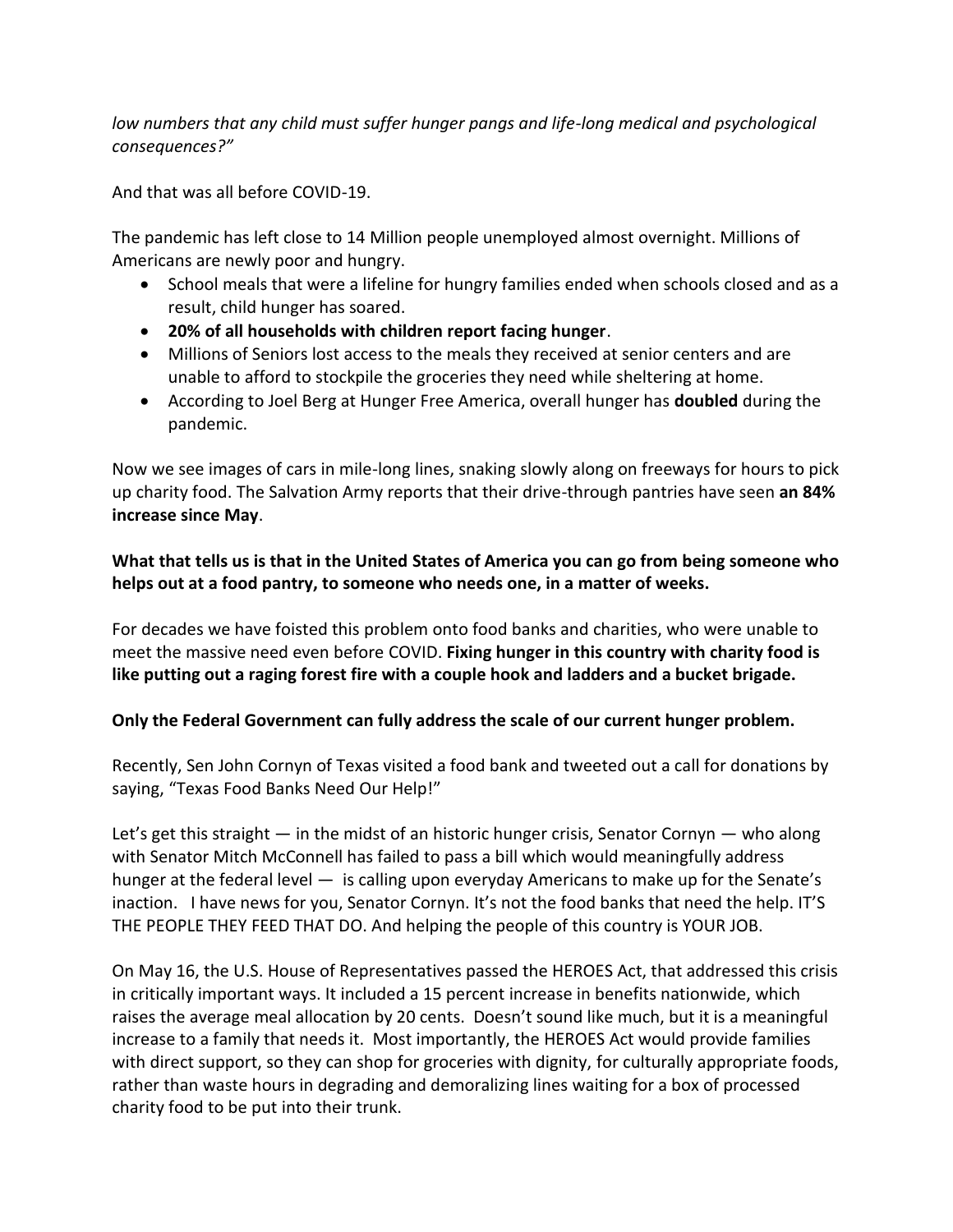*low numbers that any child must suffer hunger pangs and life-long medical and psychological consequences?"*

And that was all before COVID-19.

The pandemic has left close to 14 Million people unemployed almost overnight. Millions of Americans are newly poor and hungry.

- School meals that were a lifeline for hungry families ended when schools closed and as a result, child hunger has soared.
- **20% of all households with children report facing hunger**.
- Millions of Seniors lost access to the meals they received at senior centers and are unable to afford to stockpile the groceries they need while sheltering at home.
- According to Joel Berg at Hunger Free America, overall hunger has **doubled** during the pandemic.

Now we see images of cars in mile-long lines, snaking slowly along on freeways for hours to pick up charity food. The Salvation Army reports that their drive-through pantries have seen **an 84% increase since May**.

**What that tells us is that in the United States of America you can go from being someone who helps out at a food pantry, to someone who needs one, in a matter of weeks.**

For decades we have foisted this problem onto food banks and charities, who were unable to meet the massive need even before COVID. **Fixing hunger in this country with charity food is like putting out a raging forest fire with a couple hook and ladders and a bucket brigade.**

**Only the Federal Government can fully address the scale of our current hunger problem.**

Recently, Sen John Cornyn of Texas visited a food bank and tweeted out a call for donations by saying, "Texas Food Banks Need Our Help!"

Let's get this straight — in the midst of an historic hunger crisis, Senator Cornyn — who along with Senator Mitch McConnell has failed to pass a bill which would meaningfully address hunger at the federal level — is calling upon everyday Americans to make up for the Senate's inaction. I have news for you, Senator Cornyn. It's not the food banks that need the help. IT'S THE PEOPLE THEY FEED THAT DO. And helping the people of this country is YOUR JOB.

On May 16, the U.S. House of Representatives passed the HEROES Act, that addressed this crisis in critically important ways. It included a 15 percent increase in benefits nationwide, which raises the average meal allocation by 20 cents. Doesn't sound like much, but it is a meaningful increase to a family that needs it. Most importantly, the HEROES Act would provide families with direct support, so they can shop for groceries with dignity, for culturally appropriate foods, rather than waste hours in degrading and demoralizing lines waiting for a box of processed charity food to be put into their trunk.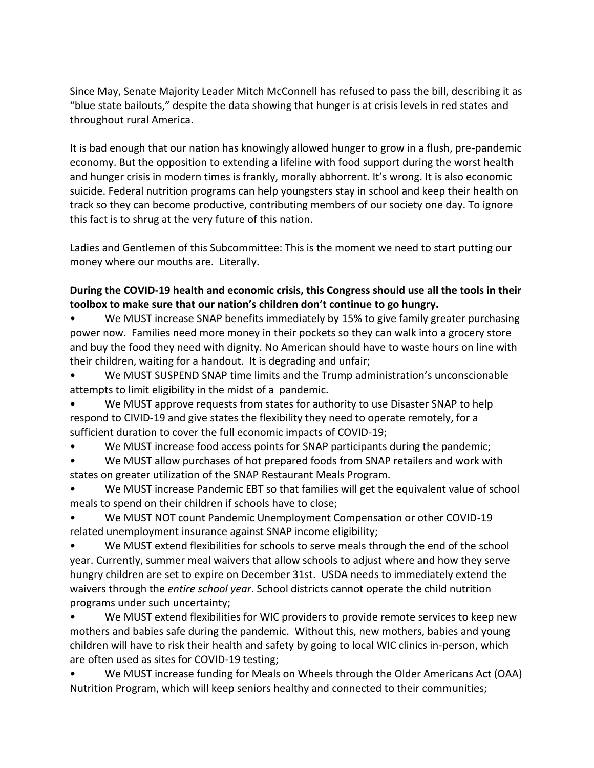Since May, Senate Majority Leader Mitch McConnell has refused to pass the bill, describing it as "blue state bailouts," despite the data showing that hunger is at crisis levels in red states and throughout rural America.

It is bad enough that our nation has knowingly allowed hunger to grow in a flush, pre-pandemic economy. But the opposition to extending a lifeline with food support during the worst health and hunger crisis in modern times is frankly, morally abhorrent. It's wrong. It is also economic suicide. Federal nutrition programs can help youngsters stay in school and keep their health on track so they can become productive, contributing members of our society one day. To ignore this fact is to shrug at the very future of this nation.

Ladies and Gentlemen of this Subcommittee: This is the moment we need to start putting our money where our mouths are. Literally.

**During the COVID-19 health and economic crisis, this Congress should use all the tools in their toolbox to make sure that our nation's children don't continue to go hungry.**

- We MUST increase SNAP benefits immediately by 15% to give family greater purchasing power now. Families need more money in their pockets so they can walk into a grocery store and buy the food they need with dignity. No American should have to waste hours on line with their children, waiting for a handout. It is degrading and unfair;
- We MUST SUSPEND SNAP time limits and the Trump administration's unconscionable attempts to limit eligibility in the midst of a pandemic.
- We MUST approve requests from states for authority to use Disaster SNAP to help respond to CIVID-19 and give states the flexibility they need to operate remotely, for a sufficient duration to cover the full economic impacts of COVID-19;
- We MUST increase food access points for SNAP participants during the pandemic;
- We MUST allow purchases of hot prepared foods from SNAP retailers and work with states on greater utilization of the SNAP Restaurant Meals Program.
- We MUST increase Pandemic EBT so that families will get the equivalent value of school meals to spend on their children if schools have to close;
- We MUST NOT count Pandemic Unemployment Compensation or other COVID-19 related unemployment insurance against SNAP income eligibility;
- We MUST extend flexibilities for schools to serve meals through the end of the school year. Currently, summer meal waivers that allow schools to adjust where and how they serve hungry children are set to expire on December 31st. USDA needs to immediately extend the waivers through the *entire school year*. School districts cannot operate the child nutrition programs under such uncertainty;
- We MUST extend flexibilities for WIC providers to provide remote services to keep new mothers and babies safe during the pandemic. Without this, new mothers, babies and young children will have to risk their health and safety by going to local WIC clinics in-person, which are often used as sites for COVID-19 testing;
- We MUST increase funding for Meals on Wheels through the Older Americans Act (OAA) Nutrition Program, which will keep seniors healthy and connected to their communities;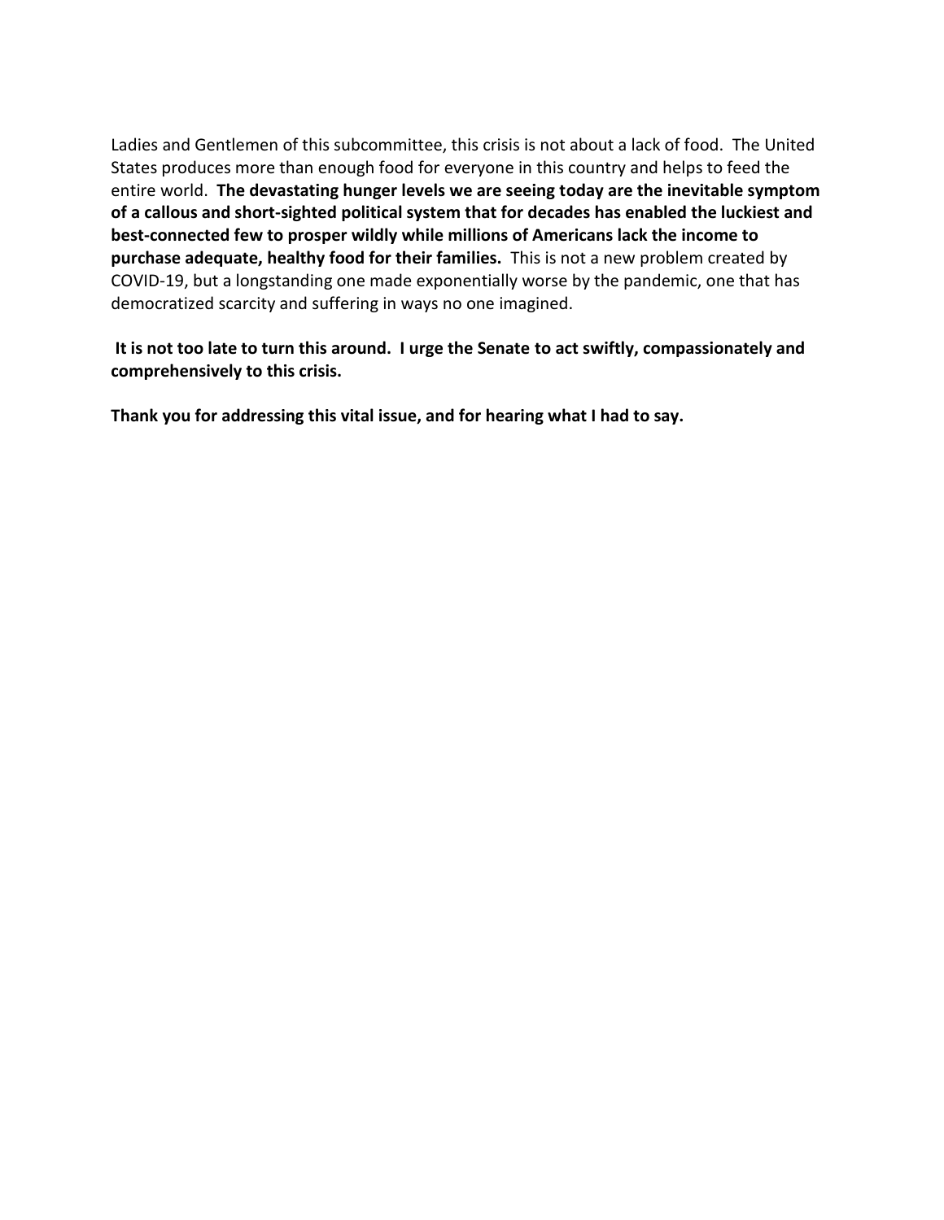Ladies and Gentlemen of this subcommittee, this crisis is not about a lack of food. The United States produces more than enough food for everyone in this country and helps to feed the entire world. **The devastating hunger levels we are seeing today are the inevitable symptom of a callous and short-sighted political system that for decades has enabled the luckiest and best-connected few to prosper wildly while millions of Americans lack the income to purchase adequate, healthy food for their families.** This is not a new problem created by COVID-19, but a longstanding one made exponentially worse by the pandemic, one that has democratized scarcity and suffering in ways no one imagined.

**It is not too late to turn this around. I urge the Senate to act swiftly, compassionately and comprehensively to this crisis.**

**Thank you for addressing this vital issue, and for hearing what I had to say.**